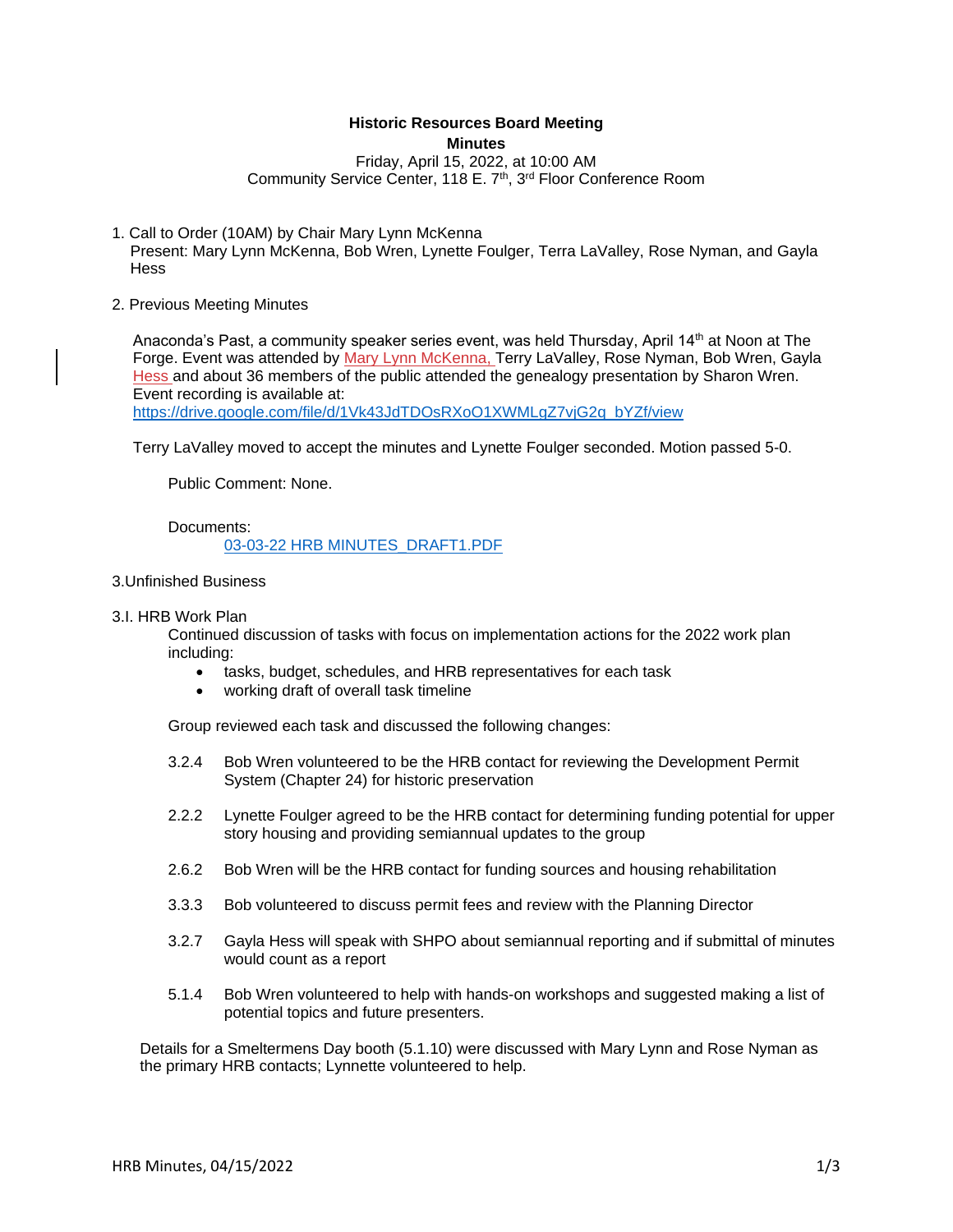**Historic Resources Board Meeting**

**Minutes**

Friday, April 15, 2022, at 10:00 AM

Community Service Center, 118 E. 7th, 3rd Floor Conference Room

1. Call to Order (10AM) by Chair Mary Lynn McKenna
   Present: Mary Lynn McKenna, Bob Wren, Lynette Foulger, Terra LaValley, Rose Nyman, and Gayla Hess

2. Previous Meeting Minutes

   Anaconda's Past, a community speaker series event, was held Thursday, April 14th at Noon at The Forge. Event was attended by Mary Lynn McKenna, Terry LaValley, Rose Nyman, Bob Wren, Gayla Hess and about 36 members of the public attended the genealogy presentation by Sharon Wren. Event recording is available at:
   https://drive.google.com/file/d/1Vk43JdTDOsRXoO1XWMLgZ7vjG2q_bYZf/view

   Terry LaValley moved to accept the minutes and Lynette Foulger seconded. Motion passed 5-0.

   Public Comment: None.

   Documents:
   03-03-22 HRB MINUTES_DRAFT1.PDF

3. Unfinished Business

3.I. HRB Work Plan

Continued discussion of tasks with focus on implementation actions for the 2022 work plan including:

- tasks, budget, schedules, and HRB representatives for each task
- working draft of overall task timeline

Group reviewed each task and discussed the following changes:

3.2.4 Bob Wren volunteered to be the HRB contact for reviewing the Development Permit System (Chapter 24) for historic preservation

2.2.2 Lynette Foulger agreed to be the HRB contact for determining funding potential for upper story housing and providing semiannual updates to the group

2.6.2 Bob Wren will be the HRB contact for funding sources and housing rehabilitation

3.3.3 Bob volunteered to discuss permit fees and review with the Planning Director

3.2.7 Gayla Hess will speak with SHPO about semiannual reporting and if submittal of minutes would count as a report

5.1.4 Bob Wren volunteered to help with hands-on workshops and suggested making a list of potential topics and future presenters.

Details for a Smeltermens Day booth (5.1.10) were discussed with Mary Lynn and Rose Nyman as the primary HRB contacts; Lynnette volunteered to help.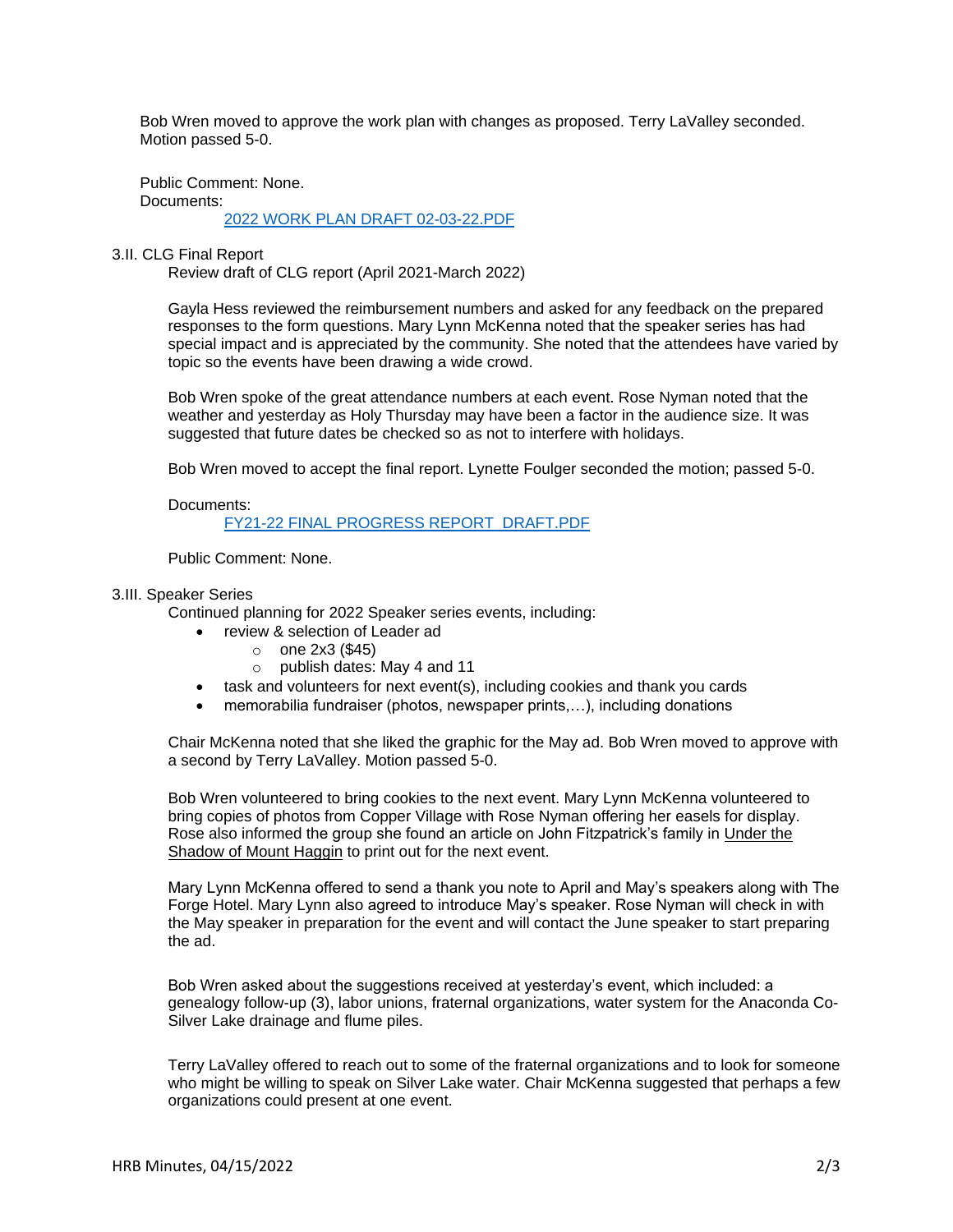Bob Wren moved to approve the work plan with changes as proposed. Terry LaValley seconded. Motion passed 5-0.

Public Comment: None.
Documents:

[2022 WORK PLAN DRAFT 02-03-22.PDF]

### 3.II. CLG Final Report

Review draft of CLG report (April 2021-March 2022)

Gayla Hess reviewed the reimbursement numbers and asked for any feedback on the prepared responses to the form questions. Mary Lynn McKenna noted that the speaker series has had special impact and is appreciated by the community. She noted that the attendees have varied by topic so the events have been drawing a wide crowd.

Bob Wren spoke of the great attendance numbers at each event. Rose Nyman noted that the weather and yesterday as Holy Thursday may have been a factor in the audience size. It was suggested that future dates be checked so as not to interfere with holidays.

Bob Wren moved to accept the final report. Lynette Foulger seconded the motion; passed 5-0.

Documents:

[FY21-22 FINAL PROGRESS REPORT_DRAFT.PDF]

Public Comment: None.

### 3.III. Speaker Series

Continued planning for 2022 Speaker series events, including:

- review & selection of Leader ad
  - one 2x3 ($45)
  - publish dates: May 4 and 11
- task and volunteers for next event(s), including cookies and thank you cards
- memorabilia fundraiser (photos, newspaper prints,…), including donations

Chair McKenna noted that she liked the graphic for the May ad. Bob Wren moved to approve with a second by Terry LaValley. Motion passed 5-0.

Bob Wren volunteered to bring cookies to the next event. Mary Lynn McKenna volunteered to bring copies of photos from Copper Village with Rose Nyman offering her easels for display. Rose also informed the group she found an article on John Fitzpatrick's family in Under the Shadow of Mount Haggin to print out for the next event.

Mary Lynn McKenna offered to send a thank you note to April and May's speakers along with The Forge Hotel. Mary Lynn also agreed to introduce May's speaker. Rose Nyman will check in with the May speaker in preparation for the event and will contact the June speaker to start preparing the ad.

Bob Wren asked about the suggestions received at yesterday's event, which included: a genealogy follow-up (3), labor unions, fraternal organizations, water system for the Anaconda Co-Silver Lake drainage and flume piles.

Terry LaValley offered to reach out to some of the fraternal organizations and to look for someone who might be willing to speak on Silver Lake water. Chair McKenna suggested that perhaps a few organizations could present at one event.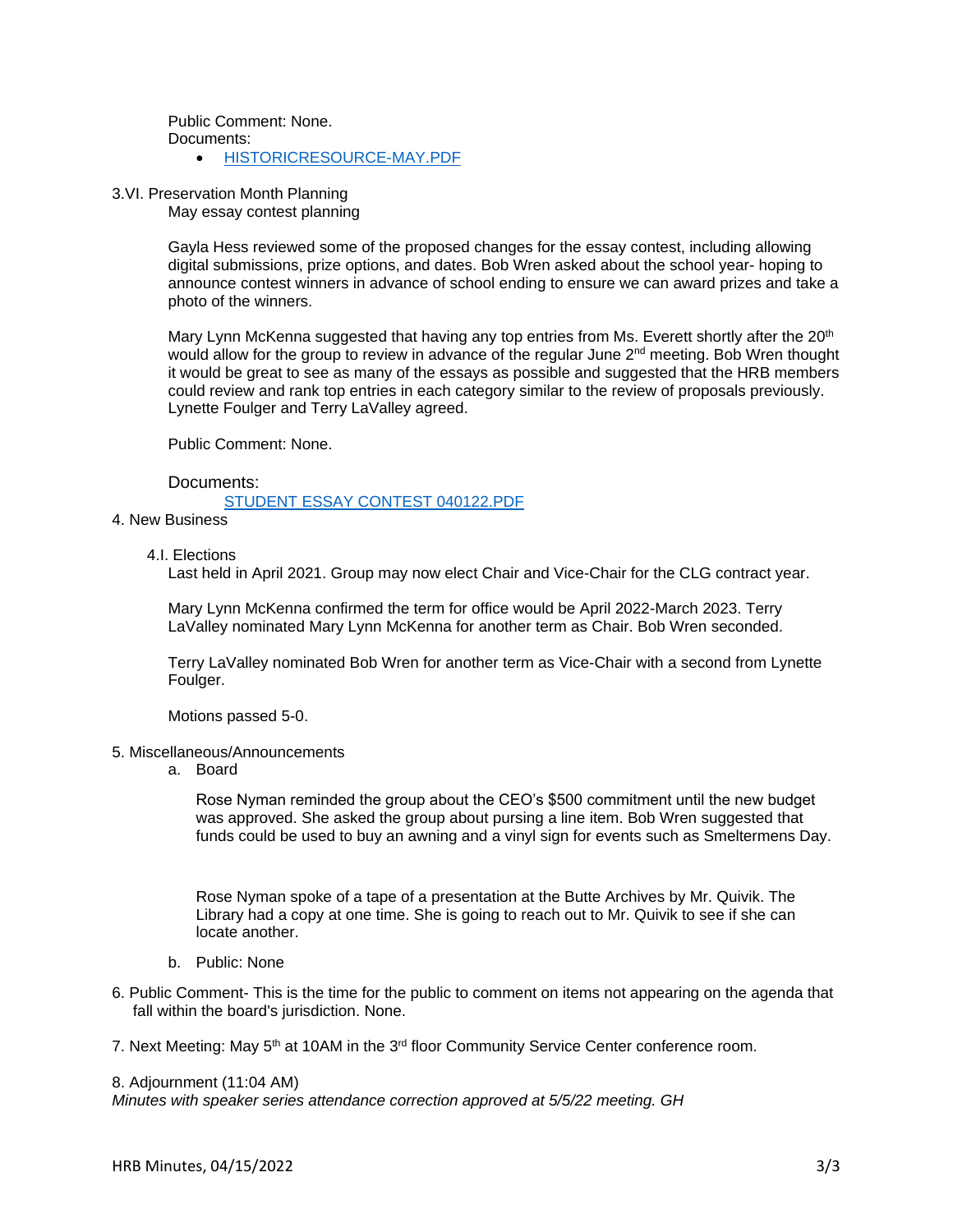Public Comment: None.
Documents:

- HISTORICRESOURCE-MAY.PDF

3.VI. Preservation Month Planning
May essay contest planning

Gayla Hess reviewed some of the proposed changes for the essay contest, including allowing digital submissions, prize options, and dates. Bob Wren asked about the school year- hoping to announce contest winners in advance of school ending to ensure we can award prizes and take a photo of the winners.

Mary Lynn McKenna suggested that having any top entries from Ms. Everett shortly after the 20th would allow for the group to review in advance of the regular June 2nd meeting. Bob Wren thought it would be great to see as many of the essays as possible and suggested that the HRB members could review and rank top entries in each category similar to the review of proposals previously. Lynette Foulger and Terry LaValley agreed.

Public Comment: None.

Documents:
STUDENT ESSAY CONTEST 040122.PDF

4. New Business

4.I. Elections
Last held in April 2021. Group may now elect Chair and Vice-Chair for the CLG contract year.

Mary Lynn McKenna confirmed the term for office would be April 2022-March 2023. Terry LaValley nominated Mary Lynn McKenna for another term as Chair. Bob Wren seconded.

Terry LaValley nominated Bob Wren for another term as Vice-Chair with a second from Lynette Foulger.

Motions passed 5-0.

5. Miscellaneous/Announcements

a. Board

Rose Nyman reminded the group about the CEO's $500 commitment until the new budget was approved. She asked the group about pursing a line item. Bob Wren suggested that funds could be used to buy an awning and a vinyl sign for events such as Smeltermens Day.

Rose Nyman spoke of a tape of a presentation at the Butte Archives by Mr. Quivik. The Library had a copy at one time. She is going to reach out to Mr. Quivik to see if she can locate another.

b. Public: None

6. Public Comment- This is the time for the public to comment on items not appearing on the agenda that fall within the board's jurisdiction. None.

7. Next Meeting: May 5th at 10AM in the 3rd floor Community Service Center conference room.

8. Adjournment (11:04 AM)
*Minutes with speaker series attendance correction approved at 5/5/22 meeting. GH*